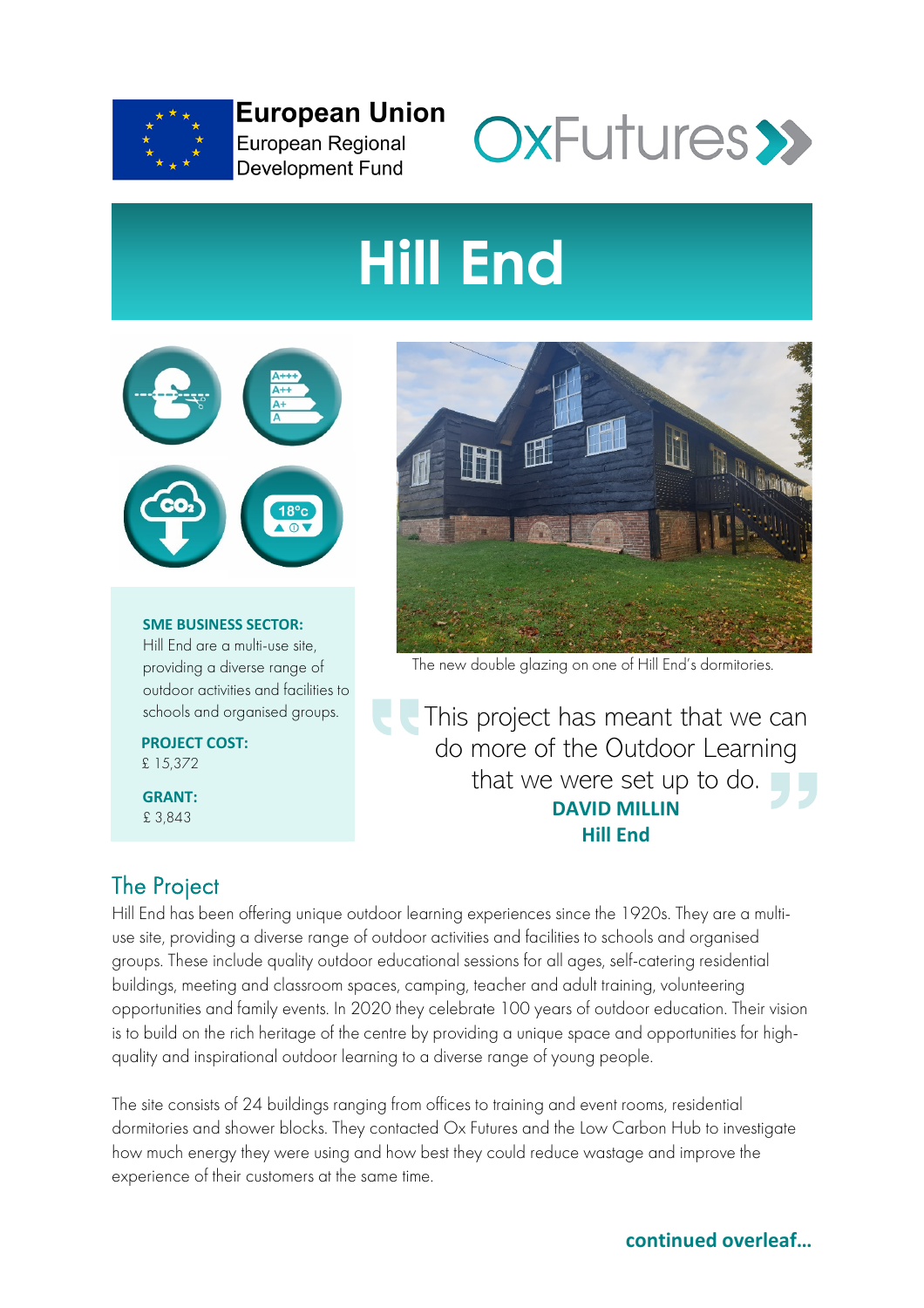European Union
European Regional Development Fund

OxFutures

# Hill End

**SME BUSINESS SECTOR:**
Hill End are a multi-use site, providing a diverse range of outdoor activities and facilities to schools and organised groups.

**PROJECT COST:**
£ 15,372

**GRANT:**
£ 3,843

The new double glazing on one of Hill End's dormitories.

> This project has meant that we can do more of the Outdoor Learning that we were set up to do.
>
> **DAVID MILLIN**
> **Hill End**

## The Project

Hill End has been offering unique outdoor learning experiences since the 1920s. They are a multi-use site, providing a diverse range of outdoor activities and facilities to schools and organised groups. These include quality outdoor educational sessions for all ages, self-catering residential buildings, meeting and classroom spaces, camping, teacher and adult training, volunteering opportunities and family events. In 2020 they celebrate 100 years of outdoor education. Their vision is to build on the rich heritage of the centre by providing a unique space and opportunities for high-quality and inspirational outdoor learning to a diverse range of young people.

The site consists of 24 buildings ranging from offices to training and event rooms, residential dormitories and shower blocks. They contacted Ox Futures and the Low Carbon Hub to investigate how much energy they were using and how best they could reduce wastage and improve the experience of their customers at the same time.

**continued overleaf...**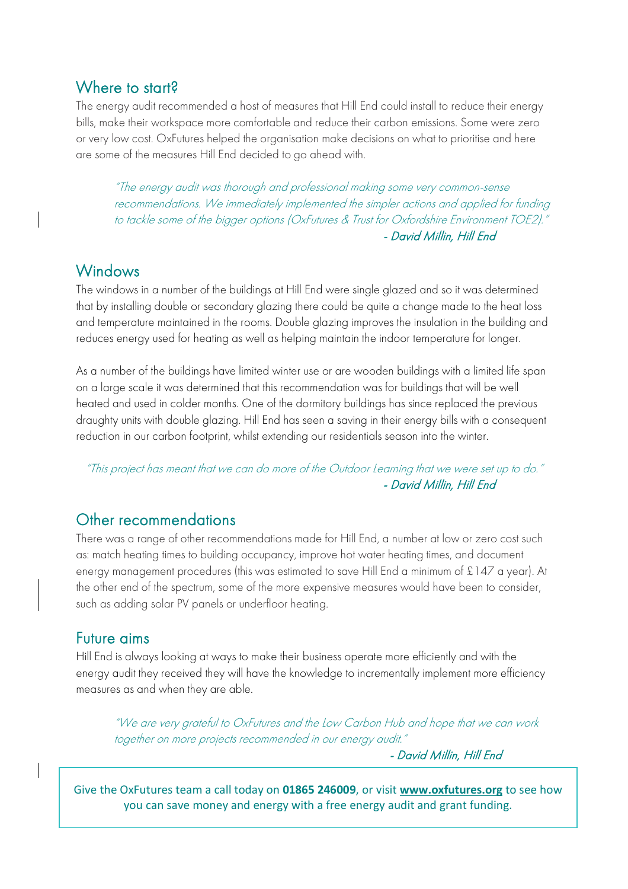## Where to start?

The energy audit recommended a host of measures that Hill End could install to reduce their energy bills, make their workspace more comfortable and reduce their carbon emissions. Some were zero or very low cost. OxFutures helped the organisation make decisions on what to prioritise and here are some of the measures Hill End decided to go ahead with.

> *"The energy audit was thorough and professional making some very common-sense recommendations. We immediately implemented the simpler actions and applied for funding to tackle some of the bigger options (OxFutures & Trust for Oxfordshire Environment TOE2)."*
>
> *- David Millin, Hill End*

## Windows

The windows in a number of the buildings at Hill End were single glazed and so it was determined that by installing double or secondary glazing there could be quite a change made to the heat loss and temperature maintained in the rooms. Double glazing improves the insulation in the building and reduces energy used for heating as well as helping maintain the indoor temperature for longer.

As a number of the buildings have limited winter use or are wooden buildings with a limited life span on a large scale it was determined that this recommendation was for buildings that will be well heated and used in colder months. One of the dormitory buildings has since replaced the previous draughty units with double glazing. Hill End has seen a saving in their energy bills with a consequent reduction in our carbon footprint, whilst extending our residentials season into the winter.

> *"This project has meant that we can do more of the Outdoor Learning that we were set up to do."*
>
> *- David Millin, Hill End*

## Other recommendations

There was a range of other recommendations made for Hill End, a number at low or zero cost such as: match heating times to building occupancy, improve hot water heating times, and document energy management procedures (this was estimated to save Hill End a minimum of £147 a year). At the other end of the spectrum, some of the more expensive measures would have been to consider, such as adding solar PV panels or underfloor heating.

## Future aims

Hill End is always looking at ways to make their business operate more efficiently and with the energy audit they received they will have the knowledge to incrementally implement more efficiency measures as and when they are able.

> *"We are very grateful to OxFutures and the Low Carbon Hub and hope that we can work together on more projects recommended in our energy audit."*
>
> *- David Millin, Hill End*

Give the OxFutures team a call today on **01865 246009**, or visit **www.oxfutures.org** to see how you can save money and energy with a free energy audit and grant funding.